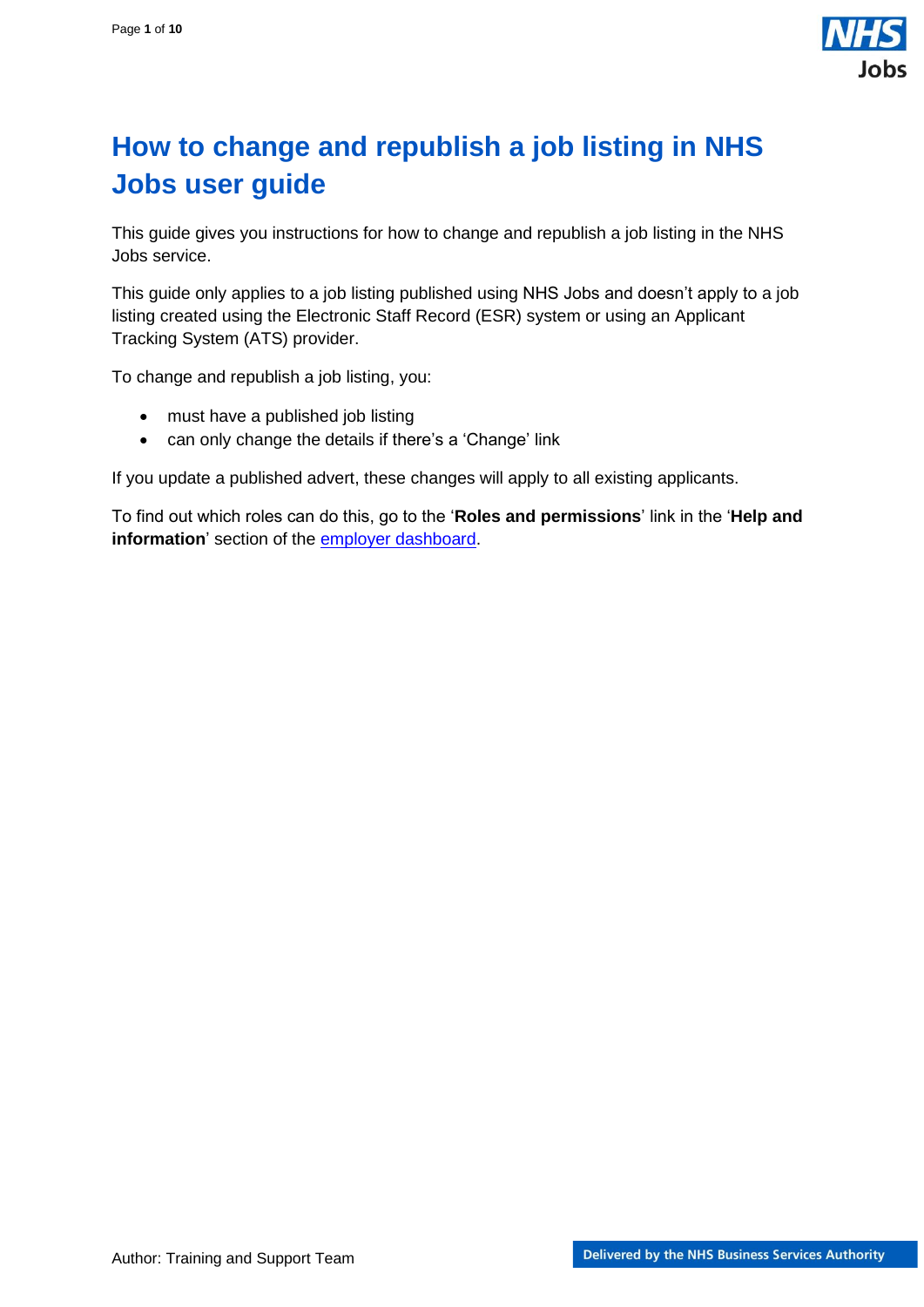# How to change and republish a job listing in NHS Jobs user guide

This guide gives you instructions for how to change and republish a job listing in the NHS Jobs service.

This guide only applies to a job listing published using NHS Jobs and doesn't apply to a job listing created using the Electronic Staff Record (ESR) system or using an Applicant Tracking System (ATS) provider.

To change and republish a job listing, you:

- must have a published job listing
- can only change the details if there's a 'Change' link

If you update a published advert, these changes will apply to all existing applicants.

To find out which roles can do this, go to the '**Roles and permissions**' link in the '**Help and information**' section of the employer dashboard.

Author: Training and Support Team

Delivered by the NHS Business Services Authority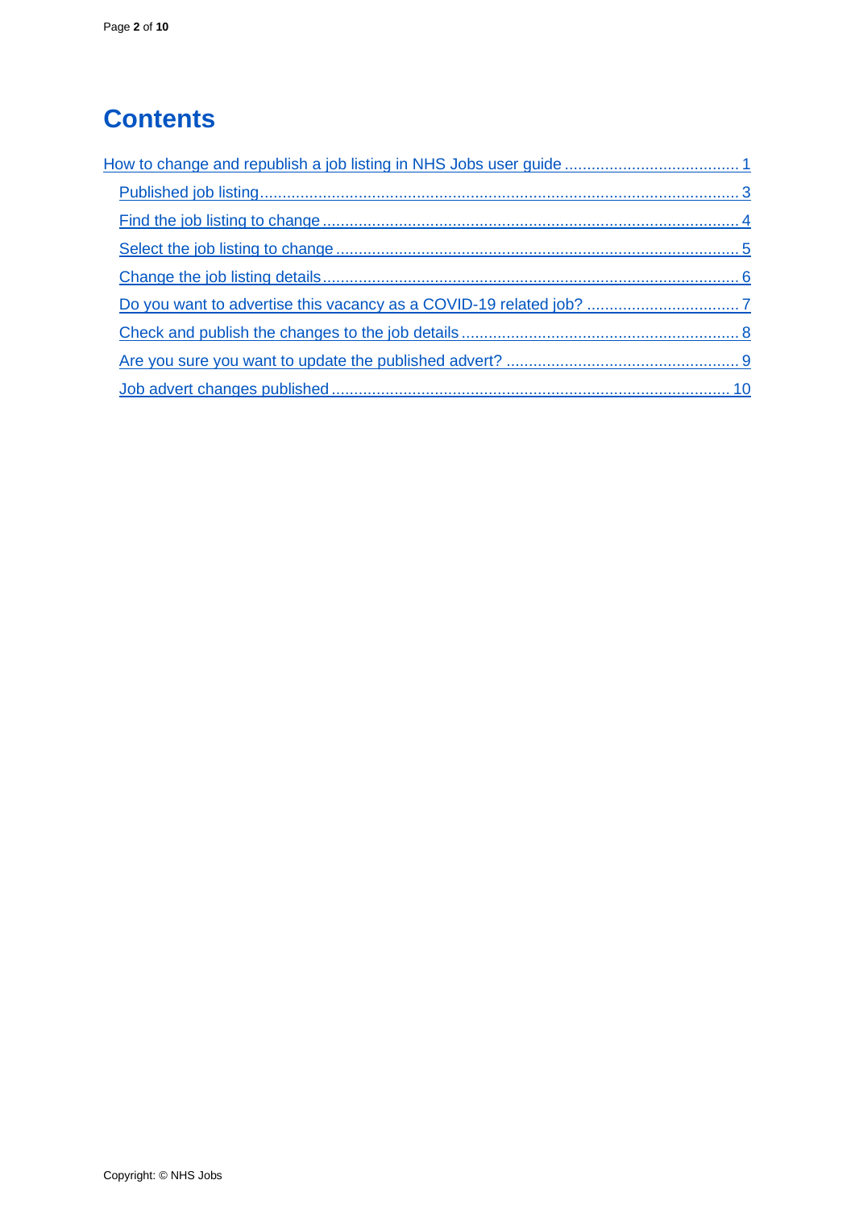# Contents

- [How to change and republish a job listing in NHS Jobs user guide](#) ........ 1
  - [Published job listing](#) ........ 3
  - [Find the job listing to change](#) ........ 4
  - [Select the job listing to change](#) ........ 5
  - [Change the job listing details](#) ........ 6
  - [Do you want to advertise this vacancy as a COVID-19 related job?](#) ........ 7
  - [Check and publish the changes to the job details](#) ........ 8
  - [Are you sure you want to update the published advert?](#) ........ 9
  - [Job advert changes published](#) ........ 10

Copyright: © NHS Jobs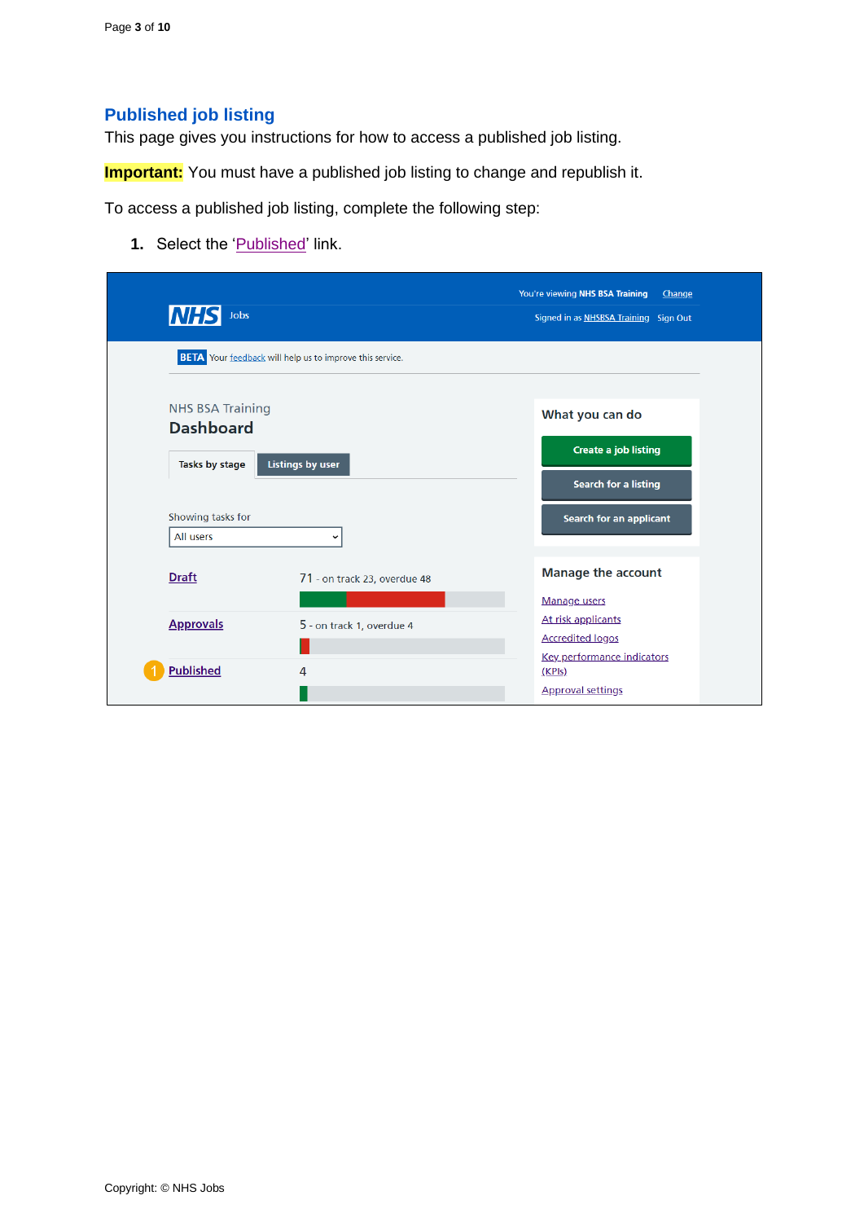## Published job listing

This page gives you instructions for how to access a published job listing.

**Important:** You must have a published job listing to change and republish it.

To access a published job listing, complete the following step:

1. Select the 'Published' link.

Copyright: © NHS Jobs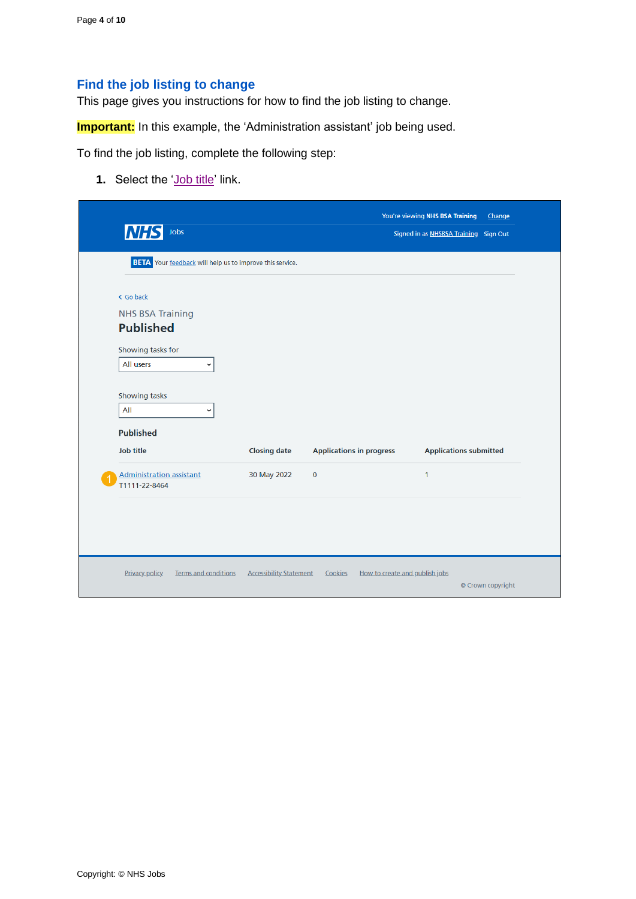## Find the job listing to change

This page gives you instructions for how to find the job listing to change.

**Important:** In this example, the 'Administration assistant' job being used.

To find the job listing, complete the following step:

1. Select the 'Job title' link.

NHS Jobs

You're viewing NHS BSA Training Change

Signed in as NHSBSA Training Sign Out

BETA Your feedback will help us to improve this service.

Go back

NHS BSA Training

**Published**

Showing tasks for

All users

Showing tasks

All

**Published**

| Job title | Closing date | Applications in progress | Applications submitted |
|---|---|---|---|
| Administration assistant T1111-22-8464 | 30 May 2022 | 0 | 1 |

Privacy policy  Terms and conditions  Accessibility Statement  Cookies  How to create and publish jobs

© Crown copyright

Copyright: © NHS Jobs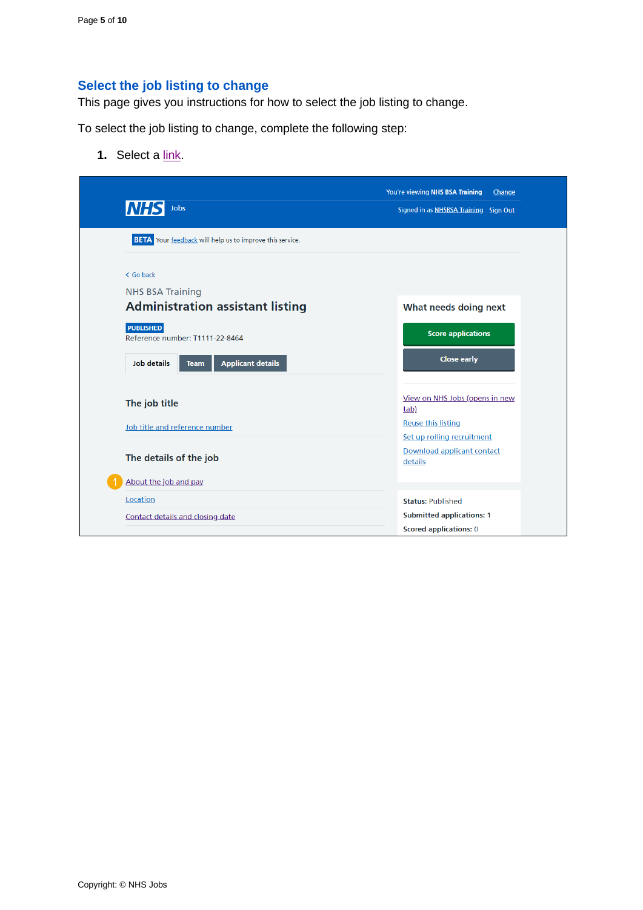## Select the job listing to change

This page gives you instructions for how to select the job listing to change.

To select the job listing to change, complete the following step:

1. Select a link.

You're viewing NHS BSA Training Change

NHS Jobs

Signed in as NHSBSA Training Sign Out

BETA Your feedback will help us to improve this service.

Go back

NHS BSA Training

Administration assistant listing

PUBLISHED

Reference number: T1111-22-8464

Job details | Team | Applicant details

The job title

Job title and reference number

The details of the job

1 About the job and pay

Location

Contact details and closing date

What needs doing next

Score applications

Close early

View on NHS Jobs (opens in new tab)

Reuse this listing

Set up rolling recruitment

Download applicant contact details

**Status:** Published

**Submitted applications:** 1

**Scored applications:** 0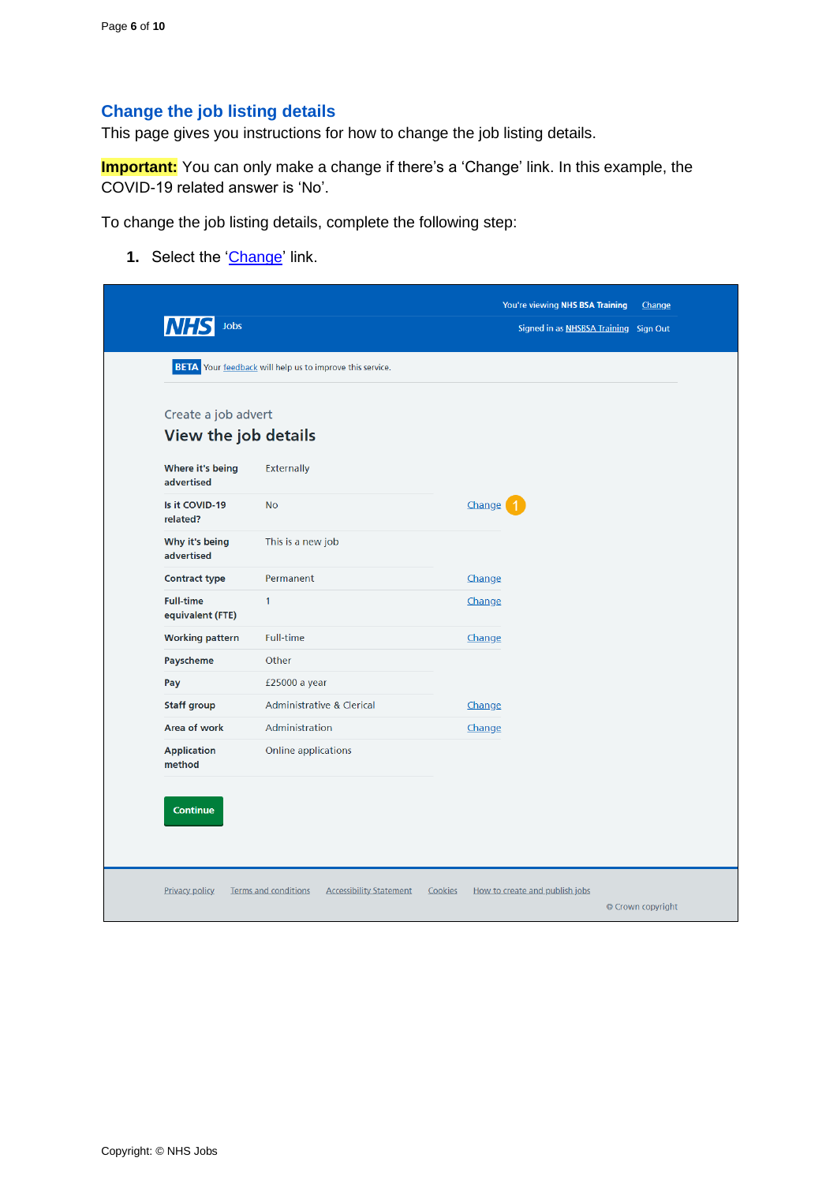## Change the job listing details

This page gives you instructions for how to change the job listing details.

**Important:** You can only make a change if there's a 'Change' link. In this example, the COVID-19 related answer is 'No'.

To change the job listing details, complete the following step:

1. Select the 'Change' link.

You're viewing NHS BSA Training Change

NHS Jobs

Signed in as NHSBSA Training Sign Out

BETA Your feedback will help us to improve this service.

Create a job advert

### View the job details

| | | |
|---|---|---|
| Where it's being advertised | Externally | |
| Is it COVID-19 related? | No | Change 1 |
| Why it's being advertised | This is a new job | |
| Contract type | Permanent | Change |
| Full-time equivalent (FTE) | 1 | Change |
| Working pattern | Full-time | Change |
| Payscheme | Other | |
| Pay | £25000 a year | |
| Staff group | Administrative & Clerical | Change |
| Area of work | Administration | Change |
| Application method | Online applications | |

Continue

Privacy policy Terms and conditions Accessibility Statement Cookies How to create and publish jobs

© Crown copyright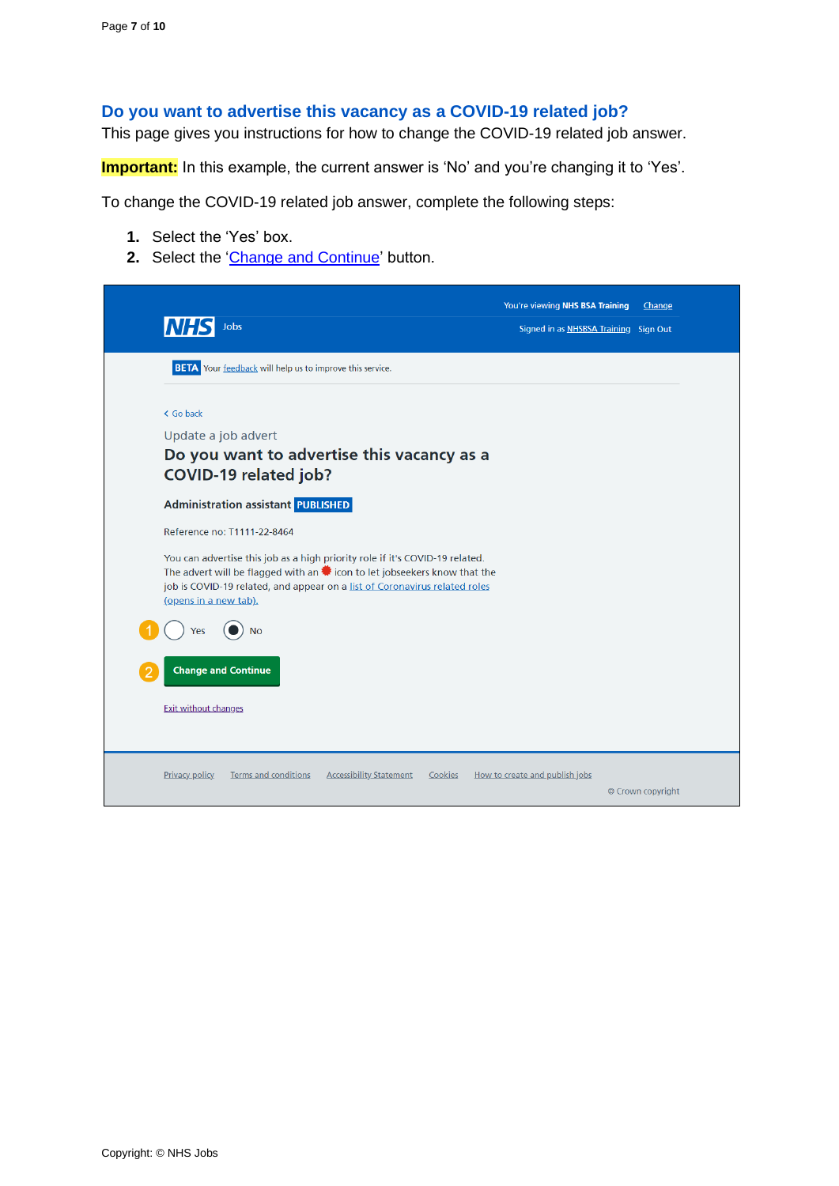## Do you want to advertise this vacancy as a COVID-19 related job?

This page gives you instructions for how to change the COVID-19 related job answer.

**Important:** In this example, the current answer is 'No' and you're changing it to 'Yes'.

To change the COVID-19 related job answer, complete the following steps:

1. Select the 'Yes' box.
2. Select the 'Change and Continue' button.

You're viewing NHS BSA Training Change

NHS Jobs

Signed in as NHSBSA Training Sign Out

BETA Your feedback will help us to improve this service.

Go back

Update a job advert

**Do you want to advertise this vacancy as a COVID-19 related job?**

**Administration assistant** PUBLISHED

Reference no: T1111-22-8464

You can advertise this job as a high priority role if it's COVID-19 related. The advert will be flagged with an icon to let jobseekers know that the job is COVID-19 related, and appear on a list of Coronavirus related roles (opens in a new tab).

1. Yes
   No

2. Change and Continue

Exit without changes

Privacy policy Terms and conditions Accessibility Statement Cookies How to create and publish jobs

© Crown copyright

Copyright: © NHS Jobs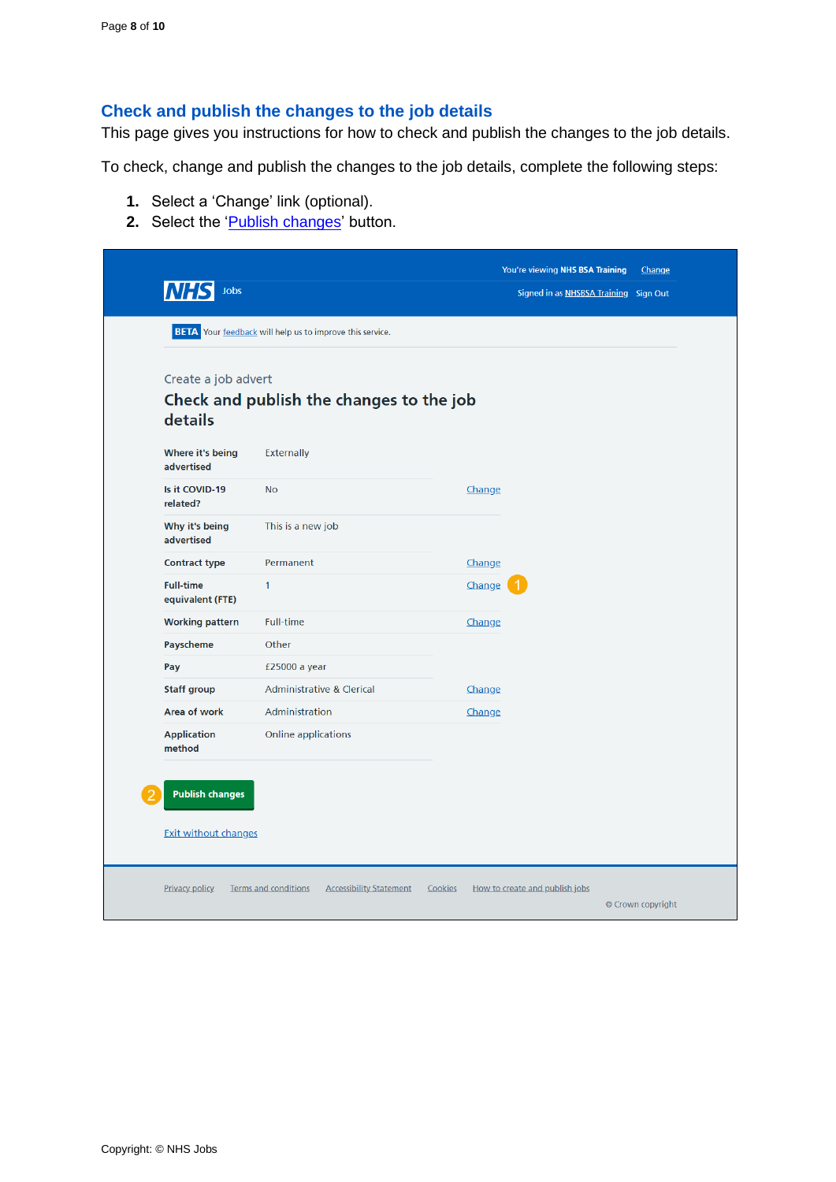## Check and publish the changes to the job details

This page gives you instructions for how to check and publish the changes to the job details.

To check, change and publish the changes to the job details, complete the following steps:

1. Select a 'Change' link (optional).
2. Select the 'Publish changes' button.

You're viewing NHS BSA Training Change

NHS Jobs

Signed in as NHSBSA Training Sign Out

BETA Your feedback will help us to improve this service.

Create a job advert

### Check and publish the changes to the job details

| | | |
|---|---|---|
| Where it's being advertised | Externally | |
| Is it COVID-19 related? | No | Change |
| Why it's being advertised | This is a new job | |
| Contract type | Permanent | Change |
| Full-time equivalent (FTE) | 1 | Change (1) |
| Working pattern | Full-time | Change |
| Payscheme | Other | |
| Pay | £25000 a year | |
| Staff group | Administrative & Clerical | Change |
| Area of work | Administration | Change |
| Application method | Online applications | |

(2) Publish changes

Exit without changes

Privacy policy Terms and conditions Accessibility Statement Cookies How to create and publish jobs

© Crown copyright

Copyright: © NHS Jobs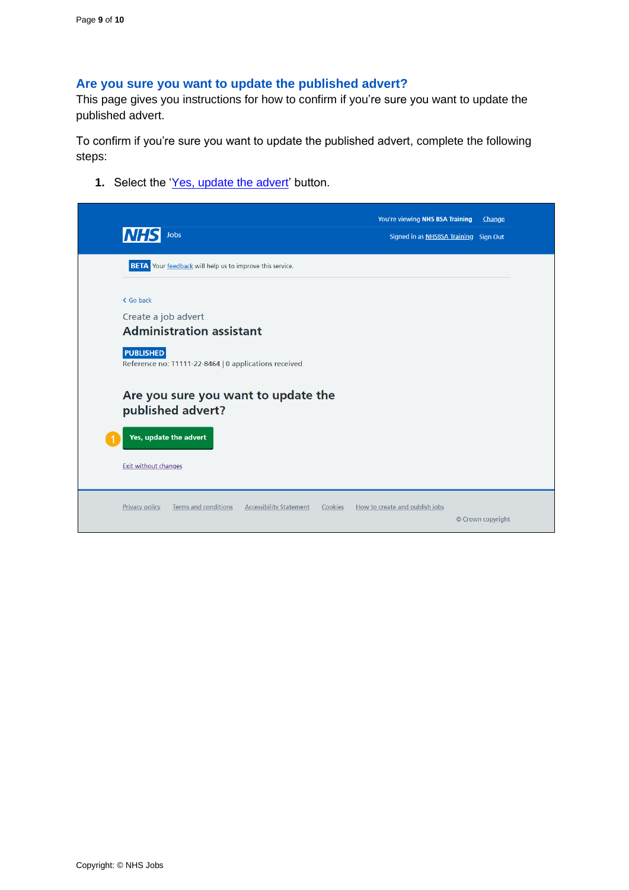## Are you sure you want to update the published advert?

This page gives you instructions for how to confirm if you're sure you want to update the published advert.

To confirm if you're sure you want to update the published advert, complete the following steps:

1. Select the 'Yes, update the advert' button.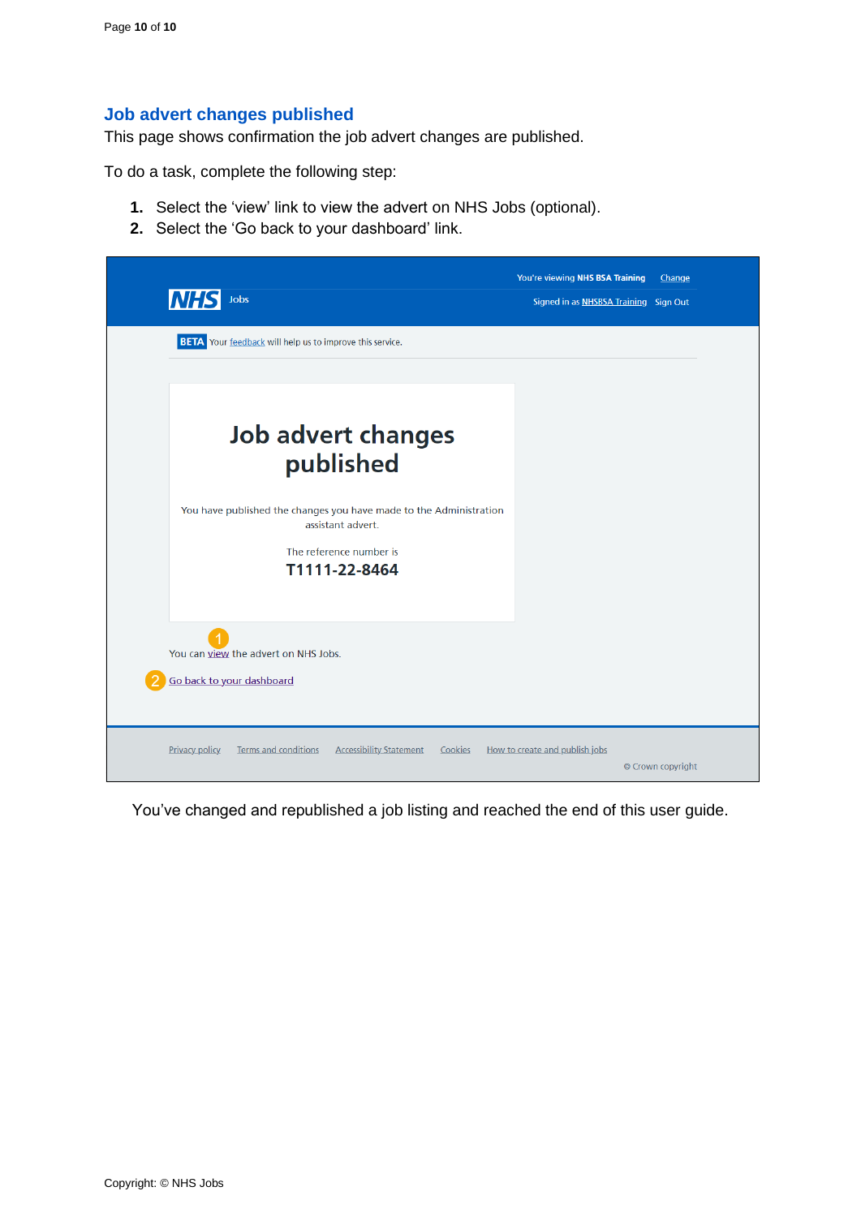## Job advert changes published

This page shows confirmation the job advert changes are published.

To do a task, complete the following step:

1. Select the ‘view’ link to view the advert on NHS Jobs (optional).
2. Select the ‘Go back to your dashboard’ link.

You're viewing NHS BSA Training Change

Signed in as NHSBSA Training Sign Out

NHS Jobs

BETA Your feedback will help us to improve this service.

# Job advert changes published

You have published the changes you have made to the Administration assistant advert.

The reference number is

**T1111-22-8464**

1 You can view the advert on NHS Jobs.

2 Go back to your dashboard

Privacy policy Terms and conditions Accessibility Statement Cookies How to create and publish jobs

© Crown copyright

You’ve changed and republished a job listing and reached the end of this user guide.